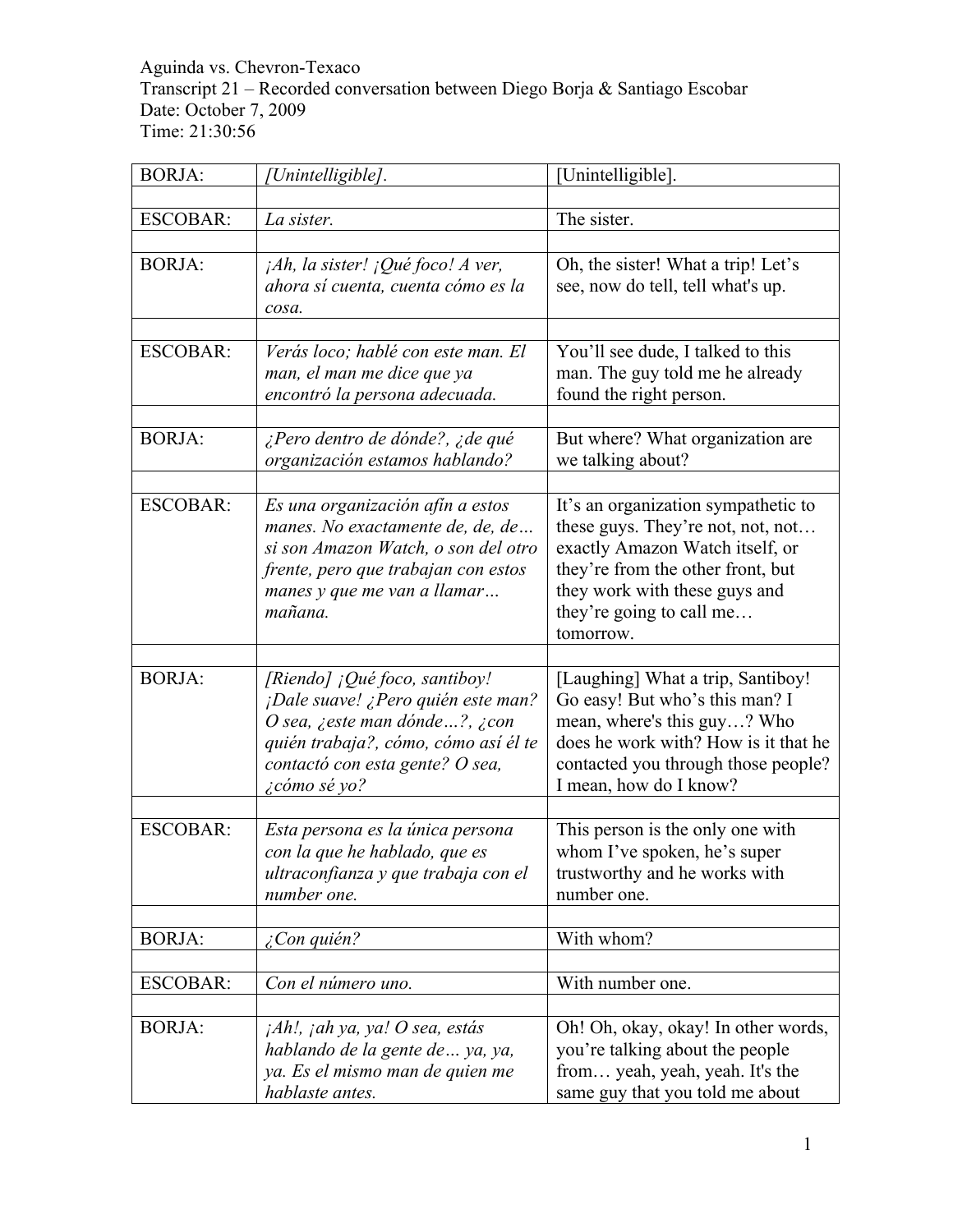Aguinda vs. Chevron-Texaco
Transcript 21 – Recorded conversation between Diego Borja & Santiago Escobar
Date: October 7, 2009
Time: 21:30:56

| | | |
|---|---|---|
| BORJA: | *[Unintelligible].* | [Unintelligible]. |
| | | |
| ESCOBAR: | *La sister.* | The sister. |
| | | |
| BORJA: | *¡Ah, la sister! ¡Qué foco! A ver, ahora sí cuenta, cuenta cómo es la cosa.* | Oh, the sister! What a trip! Let's see, now do tell, tell what's up. |
| | | |
| ESCOBAR: | *Verás loco; hablé con este man. El man, el man me dice que ya encontró la persona adecuada.* | You'll see dude, I talked to this man. The guy told me he already found the right person. |
| | | |
| BORJA: | *¿Pero dentro de dónde?, ¿de qué organización estamos hablando?* | But where? What organization are we talking about? |
| | | |
| ESCOBAR: | *Es una organización afín a estos manes. No exactamente de, de, de… si son Amazon Watch, o son del otro frente, pero que trabajan con estos manes y que me van a llamar… mañana.* | It's an organization sympathetic to these guys. They're not, not, not… exactly Amazon Watch itself, or they're from the other front, but they work with these guys and they're going to call me… tomorrow. |
| | | |
| BORJA: | *[Riendo] ¡Qué foco, santiboy! ¡Dale suave! ¿Pero quién este man? O sea, ¿este man dónde…?, ¿con quién trabaja?, cómo, cómo así él te contactó con esta gente? O sea, ¿cómo sé yo?* | [Laughing] What a trip, Santiboy! Go easy! But who's this man? I mean, where's this guy…? Who does he work with? How is it that he contacted you through those people? I mean, how do I know? |
| | | |
| ESCOBAR: | *Esta persona es la única persona con la que he hablado, que es ultraconfianza y que trabaja con el number one.* | This person is the only one with whom I've spoken, he's super trustworthy and he works with number one. |
| | | |
| BORJA: | *¿Con quién?* | With whom? |
| | | |
| ESCOBAR: | *Con el número uno.* | With number one. |
| | | |
| BORJA: | *¡Ah!, ¡ah ya, ya! O sea, estás hablando de la gente de… ya, ya, ya. Es el mismo man de quien me hablaste antes.* | Oh! Oh, okay, okay! In other words, you're talking about the people from… yeah, yeah, yeah. It's the same guy that you told me about |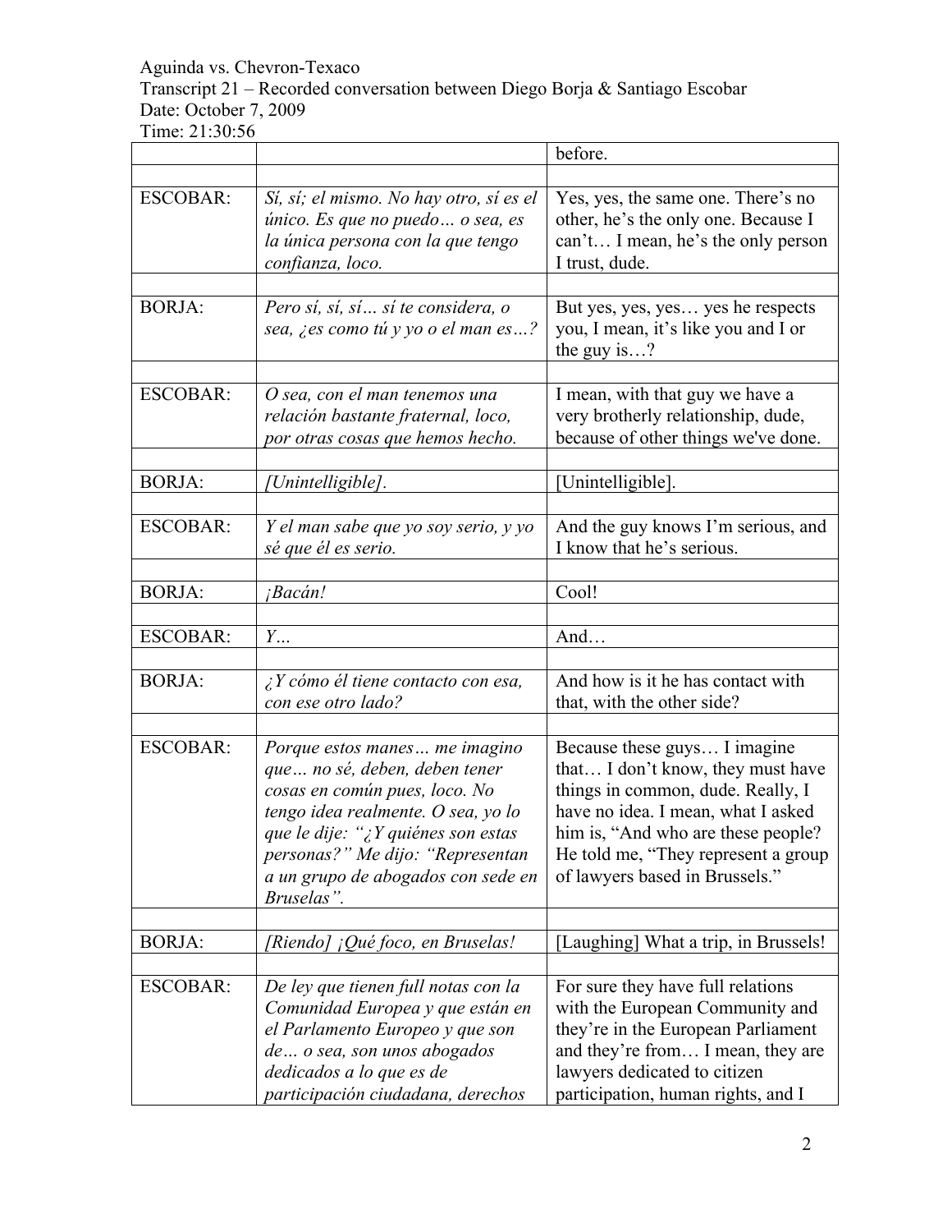Aguinda vs. Chevron-Texaco
Transcript 21 – Recorded conversation between Diego Borja & Santiago Escobar
Date: October 7, 2009
Time: 21:30:56

| | | |
|---|---|---|
| | | before. |
| | | |
| ESCOBAR: | *Sí, sí; el mismo. No hay otro, sí es el único. Es que no puedo… o sea, es la única persona con la que tengo confianza, loco.* | Yes, yes, the same one. There's no other, he's the only one. Because I can't… I mean, he's the only person I trust, dude. |
| | | |
| BORJA: | *Pero sí, sí, sí… sí te considera, o sea, ¿es como tú y yo o el man es…?* | But yes, yes, yes… yes he respects you, I mean, it's like you and I or the guy is…? |
| | | |
| ESCOBAR: | *O sea, con el man tenemos una relación bastante fraternal, loco, por otras cosas que hemos hecho.* | I mean, with that guy we have a very brotherly relationship, dude, because of other things we've done. |
| | | |
| BORJA: | *[Unintelligible].* | [Unintelligible]. |
| | | |
| ESCOBAR: | *Y el man sabe que yo soy serio, y yo sé que él es serio.* | And the guy knows I'm serious, and I know that he's serious. |
| | | |
| BORJA: | *¡Bacán!* | Cool! |
| | | |
| ESCOBAR: | *Y…* | And… |
| | | |
| BORJA: | *¿Y cómo él tiene contacto con esa, con ese otro lado?* | And how is it he has contact with that, with the other side? |
| | | |
| ESCOBAR: | *Porque estos manes… me imagino que… no sé, deben, deben tener cosas en común pues, loco. No tengo idea realmente. O sea, yo lo que le dije: "¿Y quiénes son estas personas?" Me dijo: "Representan a un grupo de abogados con sede en Bruselas".* | Because these guys… I imagine that… I don't know, they must have things in common, dude. Really, I have no idea. I mean, what I asked him is, "And who are these people? He told me, "They represent a group of lawyers based in Brussels." |
| | | |
| BORJA: | *[Riendo] ¡Qué foco, en Bruselas!* | [Laughing] What a trip, in Brussels! |
| | | |
| ESCOBAR: | *De ley que tienen full notas con la Comunidad Europea y que están en el Parlamento Europeo y que son de… o sea, son unos abogados dedicados a lo que es de participación ciudadana, derechos* | For sure they have full relations with the European Community and they're in the European Parliament and they're from… I mean, they are lawyers dedicated to citizen participation, human rights, and I |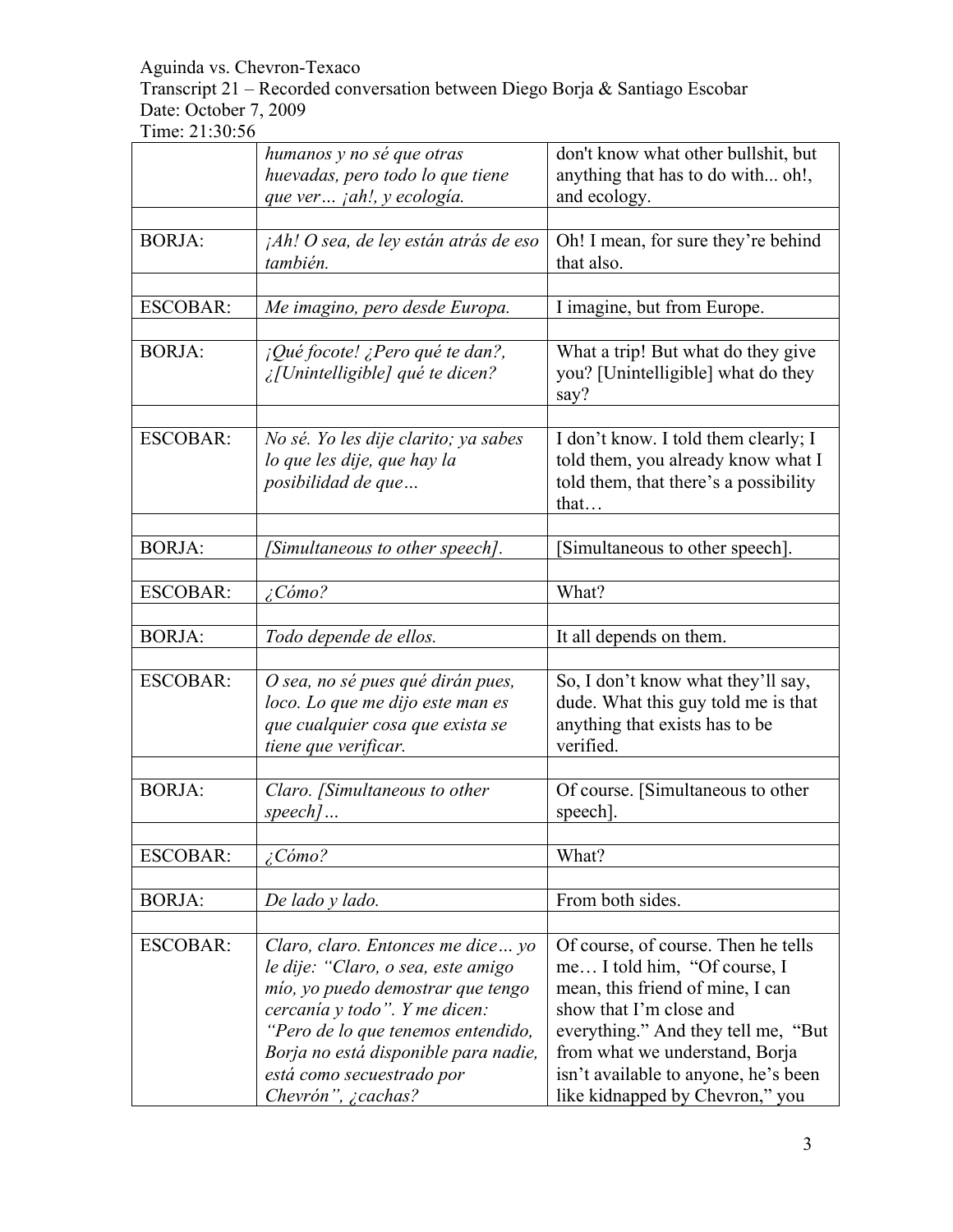| | | |
|---|---|---|
| | *humanos y no sé que otras huevadas, pero todo lo que tiene que ver… ¡ah!, y ecología.* | don't know what other bullshit, but anything that has to do with... oh!, and ecology. |
| | | |
| BORJA: | *¡Ah! O sea, de ley están atrás de eso también.* | Oh! I mean, for sure they're behind that also. |
| | | |
| ESCOBAR: | *Me imagino, pero desde Europa.* | I imagine, but from Europe. |
| | | |
| BORJA: | *¡Qué focote! ¿Pero qué te dan?, ¿[Unintelligible] qué te dicen?* | What a trip! But what do they give you? [Unintelligible] what do they say? |
| | | |
| ESCOBAR: | *No sé. Yo les dije clarito; ya sabes lo que les dije, que hay la posibilidad de que…* | I don't know. I told them clearly; I told them, you already know what I told them, that there's a possibility that… |
| | | |
| BORJA: | *[Simultaneous to other speech].* | [Simultaneous to other speech]. |
| | | |
| ESCOBAR: | *¿Cómo?* | What? |
| | | |
| BORJA: | *Todo depende de ellos.* | It all depends on them. |
| | | |
| ESCOBAR: | *O sea, no sé pues qué dirán pues, loco. Lo que me dijo este man es que cualquier cosa que exista se tiene que verificar.* | So, I don't know what they'll say, dude. What this guy told me is that anything that exists has to be verified. |
| | | |
| BORJA: | *Claro. [Simultaneous to other speech]…* | Of course. [Simultaneous to other speech]. |
| | | |
| ESCOBAR: | *¿Cómo?* | What? |
| | | |
| BORJA: | *De lado y lado.* | From both sides. |
| | | |
| ESCOBAR: | *Claro, claro. Entonces me dice… yo le dije: "Claro, o sea, este amigo mío, yo puedo demostrar que tengo cercanía y todo". Y me dicen: "Pero de lo que tenemos entendido, Borja no está disponible para nadie, está como secuestrado por Chevrón", ¿cachas?* | Of course, of course. Then he tells me… I told him, "Of course, I mean, this friend of mine, I can show that I'm close and everything." And they tell me, "But from what we understand, Borja isn't available to anyone, he's been like kidnapped by Chevron," you |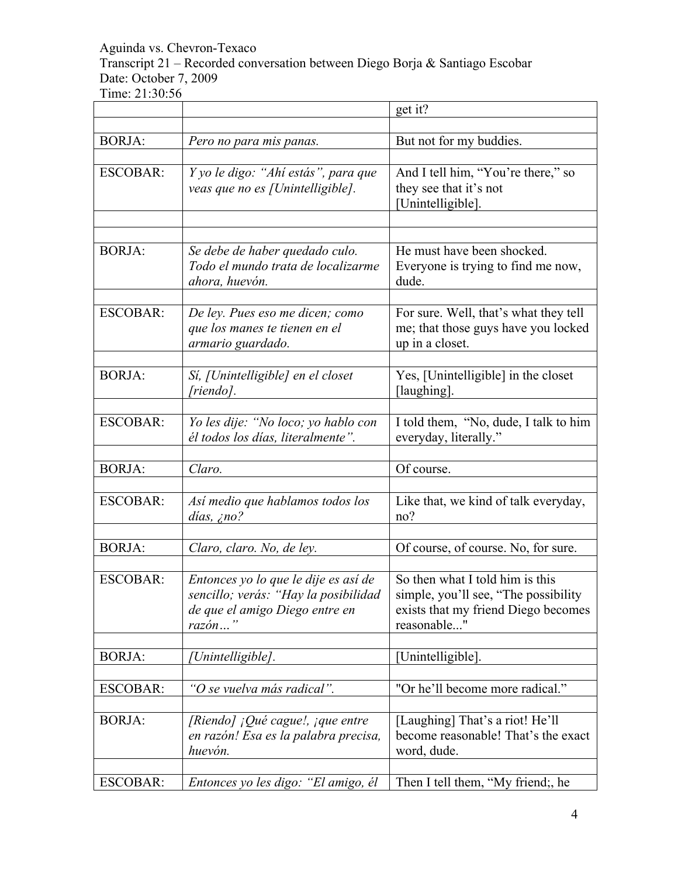| | | get it? |
|---|---|---|
| | | |
| BORJA: | *Pero no para mis panas.* | But not for my buddies. |
| | | |
| ESCOBAR: | *Y yo le digo: "Ahí estás", para que veas que no es [Unintelligible].* | And I tell him, "You're there," so they see that it's not [Unintelligible]. |
| | | |
| | | |
| BORJA: | *Se debe de haber quedado culo. Todo el mundo trata de localizarme ahora, huevón.* | He must have been shocked. Everyone is trying to find me now, dude. |
| | | |
| ESCOBAR: | *De ley. Pues eso me dicen; como que los manes te tienen en el armario guardado.* | For sure. Well, that's what they tell me; that those guys have you locked up in a closet. |
| | | |
| BORJA: | *Sí, [Unintelligible] en el closet [riendo].* | Yes, [Unintelligible] in the closet [laughing]. |
| | | |
| ESCOBAR: | *Yo les dije: "No loco; yo hablo con él todos los días, literalmente".* | I told them, "No, dude, I talk to him everyday, literally." |
| | | |
| BORJA: | *Claro.* | Of course. |
| | | |
| ESCOBAR: | *Así medio que hablamos todos los días, ¿no?* | Like that, we kind of talk everyday, no? |
| | | |
| BORJA: | *Claro, claro. No, de ley.* | Of course, of course. No, for sure. |
| | | |
| ESCOBAR: | *Entonces yo lo que le dije es así de sencillo; verás: "Hay la posibilidad de que el amigo Diego entre en razón…"* | So then what I told him is this simple, you'll see, "The possibility exists that my friend Diego becomes reasonable..." |
| | | |
| BORJA: | *[Unintelligible].* | [Unintelligible]. |
| | | |
| ESCOBAR: | *"O se vuelva más radical".* | "Or he'll become more radical." |
| | | |
| BORJA: | *[Riendo] ¡Qué cague!, ¡que entre en razón! Esa es la palabra precisa, huevón.* | [Laughing] That's a riot! He'll become reasonable! That's the exact word, dude. |
| | | |
| ESCOBAR: | *Entonces yo les digo: "El amigo, él* | Then I tell them, "My friend;, he |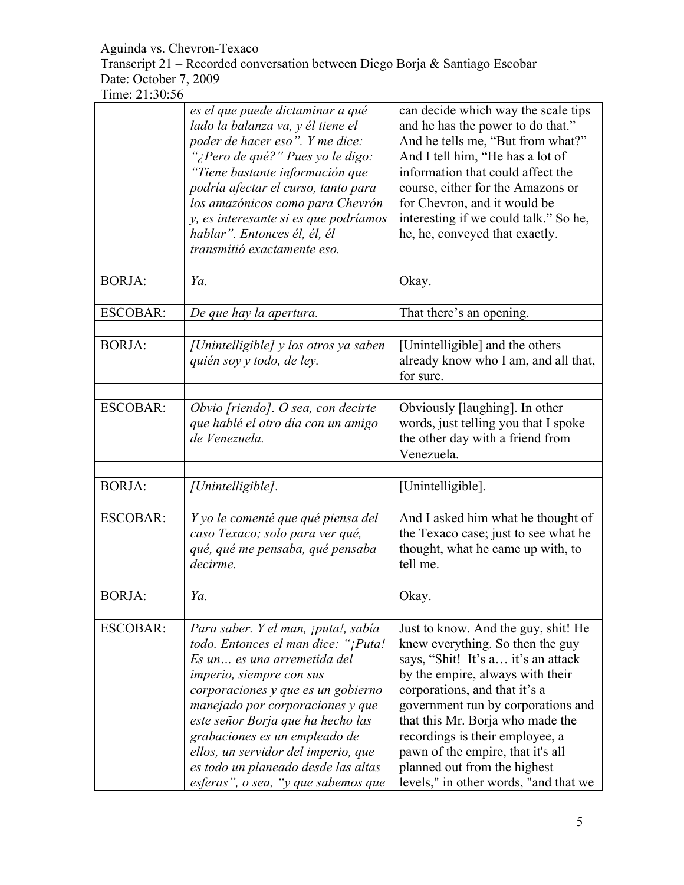| | | |
|---|---|---|
| | *es el que puede dictaminar a qué lado la balanza va, y él tiene el poder de hacer eso". Y me dice: "¿Pero de qué?" Pues yo le digo: "Tiene bastante información que podría afectar el curso, tanto para los amazónicos como para Chevrón y, es interesante si es que podríamos hablar". Entonces él, él, él transmitió exactamente eso.* | can decide which way the scale tips and he has the power to do that." And he tells me, "But from what?" And I tell him, "He has a lot of information that could affect the course, either for the Amazons or for Chevron, and it would be interesting if we could talk." So he, he, he, conveyed that exactly. |
| BORJA: | *Ya.* | Okay. |
| ESCOBAR: | *De que hay la apertura.* | That there's an opening. |
| BORJA: | *[Unintelligible] y los otros ya saben quién soy y todo, de ley.* | [Unintelligible] and the others already know who I am, and all that, for sure. |
| ESCOBAR: | *Obvio [riendo]. O sea, con decirte que hablé el otro día con un amigo de Venezuela.* | Obviously [laughing]. In other words, just telling you that I spoke the other day with a friend from Venezuela. |
| BORJA: | *[Unintelligible].* | [Unintelligible]. |
| ESCOBAR: | *Y yo le comenté que qué piensa del caso Texaco; solo para ver qué, qué, qué me pensaba, qué pensaba decirme.* | And I asked him what he thought of the Texaco case; just to see what he thought, what he came up with, to tell me. |
| BORJA: | *Ya.* | Okay. |
| ESCOBAR: | *Para saber. Y el man, ¡puta!, sabía todo. Entonces el man dice: "¡Puta! Es un… es una arremetida del imperio, siempre con sus corporaciones y que es un gobierno manejado por corporaciones y que este señor Borja que ha hecho las grabaciones es un empleado de ellos, un servidor del imperio, que es todo un planeado desde las altas esferas", o sea, "y que sabemos que* | Just to know. And the guy, shit! He knew everything. So then the guy says, "Shit! It's a… it's an attack by the empire, always with their corporations, and that it's a government run by corporations and that this Mr. Borja who made the recordings is their employee, a pawn of the empire, that it's all planned out from the highest levels," in other words, "and that we |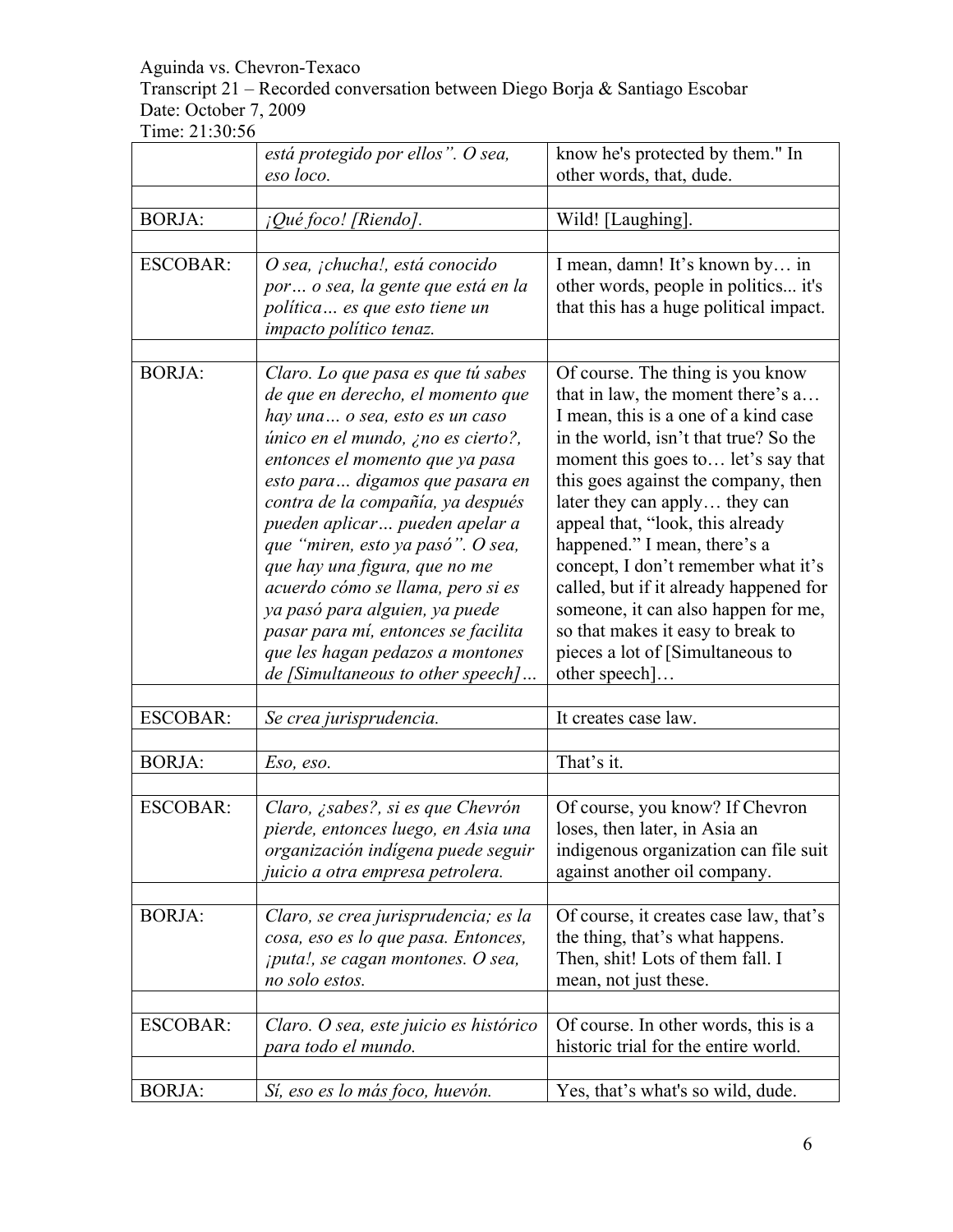| | | |
|---|---|---|
| | *está protegido por ellos". O sea, eso loco.* | know he's protected by them." In other words, that, dude. |
| | | |
| BORJA: | *¡Qué foco! [Riendo].* | Wild! [Laughing]. |
| | | |
| ESCOBAR: | *O sea, ¡chucha!, está conocido por… o sea, la gente que está en la política… es que esto tiene un impacto político tenaz.* | I mean, damn! It's known by… in other words, people in politics... it's that this has a huge political impact. |
| | | |
| BORJA: | *Claro. Lo que pasa es que tú sabes de que en derecho, el momento que hay una… o sea, esto es un caso único en el mundo, ¿no es cierto?, entonces el momento que ya pasa esto para… digamos que pasara en contra de la compañía, ya después pueden aplicar… pueden apelar a que "miren, esto ya pasó". O sea, que hay una figura, que no me acuerdo cómo se llama, pero si es ya pasó para alguien, ya puede pasar para mí, entonces se facilita que les hagan pedazos a montones de [Simultaneous to other speech]…* | Of course. The thing is you know that in law, the moment there's a… I mean, this is a one of a kind case in the world, isn't that true? So the moment this goes to… let's say that this goes against the company, then later they can apply… they can appeal that, "look, this already happened." I mean, there's a concept, I don't remember what it's called, but if it already happened for someone, it can also happen for me, so that makes it easy to break to pieces a lot of [Simultaneous to other speech]… |
| | | |
| ESCOBAR: | *Se crea jurisprudencia.* | It creates case law. |
| | | |
| BORJA: | *Eso, eso.* | That's it. |
| | | |
| ESCOBAR: | *Claro, ¿sabes?, si es que Chevrón pierde, entonces luego, en Asia una organización indígena puede seguir juicio a otra empresa petrolera.* | Of course, you know? If Chevron loses, then later, in Asia an indigenous organization can file suit against another oil company. |
| | | |
| BORJA: | *Claro, se crea jurisprudencia; es la cosa, eso es lo que pasa. Entonces, ¡puta!, se cagan montones. O sea, no solo estos.* | Of course, it creates case law, that's the thing, that's what happens. Then, shit! Lots of them fall. I mean, not just these. |
| | | |
| ESCOBAR: | *Claro. O sea, este juicio es histórico para todo el mundo.* | Of course. In other words, this is a historic trial for the entire world. |
| | | |
| BORJA: | *Sí, eso es lo más foco, huevón.* | Yes, that's what's so wild, dude. |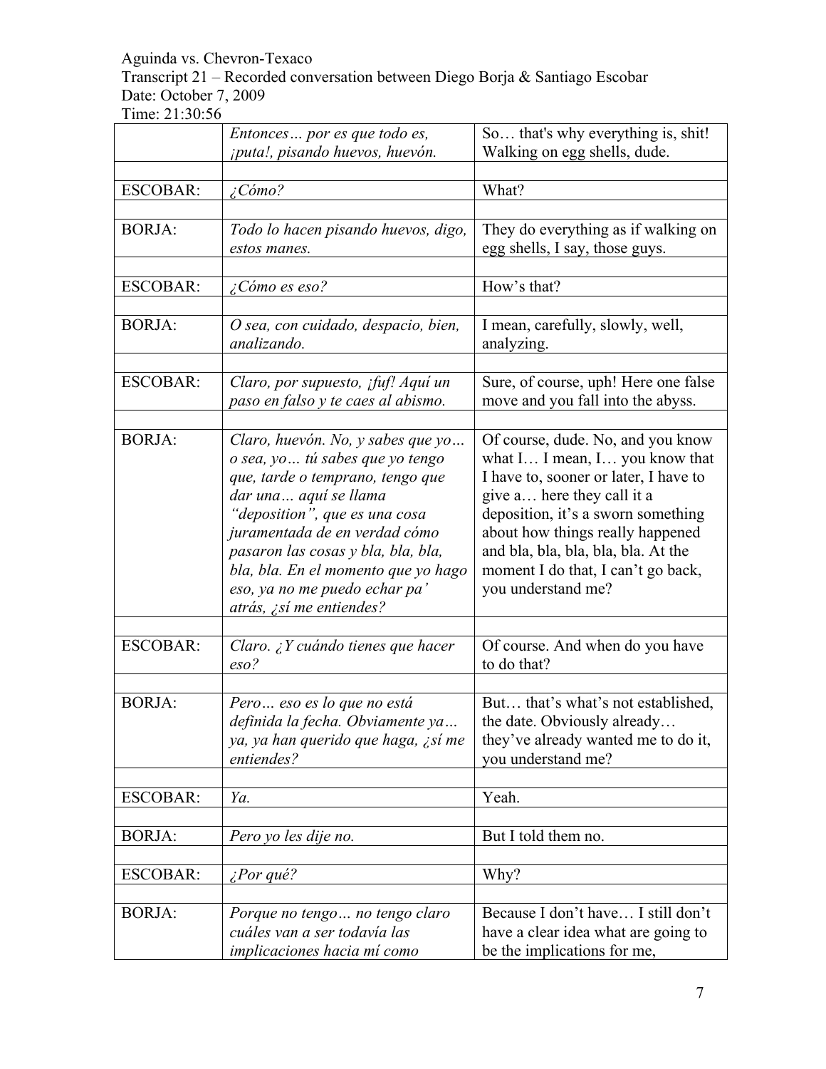Aguinda vs. Chevron-Texaco
Transcript 21 – Recorded conversation between Diego Borja & Santiago Escobar
Date: October 7, 2009
Time: 21:30:56

| | | |
|---|---|---|
| | *Entonces… por es que todo es, ¡puta!, pisando huevos, huevón.* | So… that's why everything is, shit! Walking on egg shells, dude. |
| | | |
| ESCOBAR: | *¿Cómo?* | What? |
| | | |
| BORJA: | *Todo lo hacen pisando huevos, digo, estos manes.* | They do everything as if walking on egg shells, I say, those guys. |
| | | |
| ESCOBAR: | *¿Cómo es eso?* | How's that? |
| | | |
| BORJA: | *O sea, con cuidado, despacio, bien, analizando.* | I mean, carefully, slowly, well, analyzing. |
| | | |
| ESCOBAR: | *Claro, por supuesto, ¡fuf! Aquí un paso en falso y te caes al abismo.* | Sure, of course, uph! Here one false move and you fall into the abyss. |
| | | |
| BORJA: | *Claro, huevón. No, y sabes que yo… o sea, yo… tú sabes que yo tengo que, tarde o temprano, tengo que dar una… aquí se llama "deposition", que es una cosa juramentada de en verdad cómo pasaron las cosas y bla, bla, bla, bla, bla. En el momento que yo hago eso, ya no me puedo echar pa' atrás, ¿sí me entiendes?* | Of course, dude. No, and you know what I… I mean, I… you know that I have to, sooner or later, I have to give a… here they call it a deposition, it's a sworn something about how things really happened and bla, bla, bla, bla, bla. At the moment I do that, I can't go back, you understand me? |
| | | |
| ESCOBAR: | *Claro. ¿Y cuándo tienes que hacer eso?* | Of course. And when do you have to do that? |
| | | |
| BORJA: | *Pero… eso es lo que no está definida la fecha. Obviamente ya… ya, ya han querido que haga, ¿sí me entiendes?* | But… that's what's not established, the date. Obviously already… they've already wanted me to do it, you understand me? |
| | | |
| ESCOBAR: | *Ya.* | Yeah. |
| | | |
| BORJA: | *Pero yo les dije no.* | But I told them no. |
| | | |
| ESCOBAR: | *¿Por qué?* | Why? |
| | | |
| BORJA: | *Porque no tengo… no tengo claro cuáles van a ser todavía las implicaciones hacia mí como* | Because I don't have… I still don't have a clear idea what are going to be the implications for me, |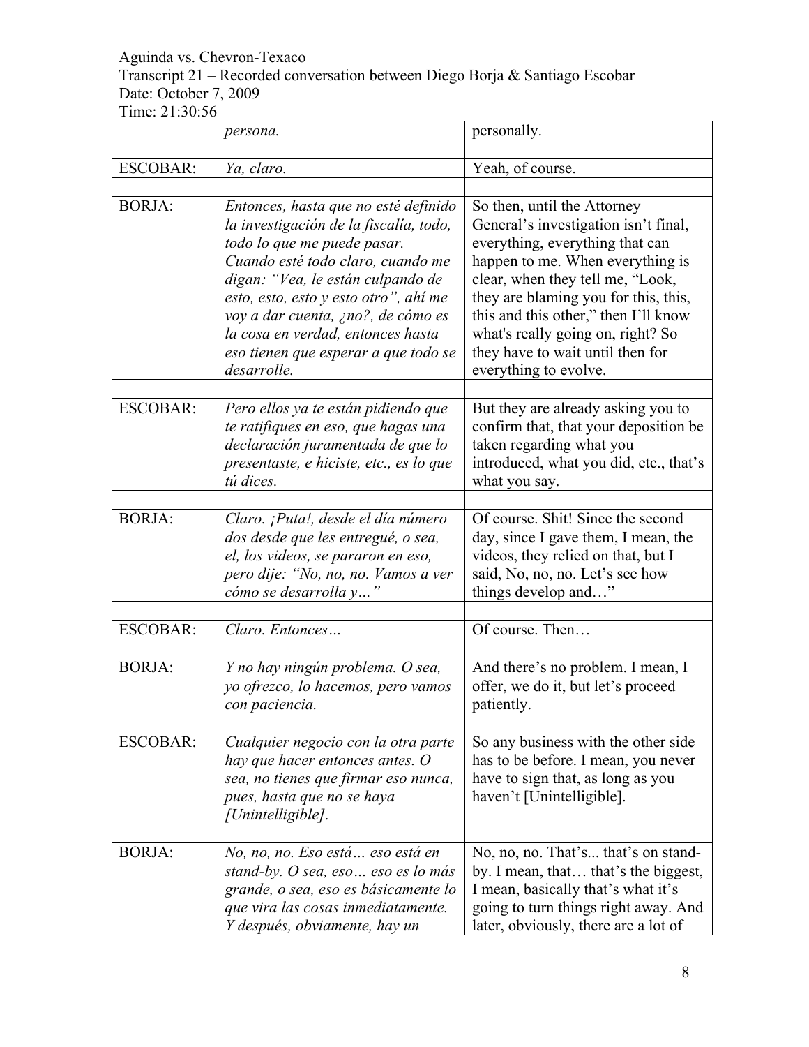Aguinda vs. Chevron-Texaco
Transcript 21 – Recorded conversation between Diego Borja & Santiago Escobar
Date: October 7, 2009
Time: 21:30:56

| | | |
|---|---|---|
| | *persona.* | personally. |
| | | |
| ESCOBAR: | *Ya, claro.* | Yeah, of course. |
| | | |
| BORJA: | *Entonces, hasta que no esté definido la investigación de la fiscalía, todo, todo lo que me puede pasar. Cuando esté todo claro, cuando me digan: "Vea, le están culpando de esto, esto, esto y esto otro", ahí me voy a dar cuenta, ¿no?, de cómo es la cosa en verdad, entonces hasta eso tienen que esperar a que todo se desarrolle.* | So then, until the Attorney General's investigation isn't final, everything, everything that can happen to me. When everything is clear, when they tell me, "Look, they are blaming you for this, this, this and this other," then I'll know what's really going on, right? So they have to wait until then for everything to evolve. |
| | | |
| ESCOBAR: | *Pero ellos ya te están pidiendo que te ratifiques en eso, que hagas una declaración juramentada de que lo presentaste, e hiciste, etc., es lo que tú dices.* | But they are already asking you to confirm that, that your deposition be taken regarding what you introduced, what you did, etc., that's what you say. |
| | | |
| BORJA: | *Claro. ¡Puta!, desde el día número dos desde que les entregué, o sea, el, los videos, se pararon en eso, pero dije: "No, no, no. Vamos a ver cómo se desarrolla y…"* | Of course. Shit! Since the second day, since I gave them, I mean, the videos, they relied on that, but I said, No, no, no. Let's see how things develop and…" |
| | | |
| ESCOBAR: | *Claro. Entonces…* | Of course. Then… |
| | | |
| BORJA: | *Y no hay ningún problema. O sea, yo ofrezco, lo hacemos, pero vamos con paciencia.* | And there's no problem. I mean, I offer, we do it, but let's proceed patiently. |
| | | |
| ESCOBAR: | *Cualquier negocio con la otra parte hay que hacer entonces antes. O sea, no tienes que firmar eso nunca, pues, hasta que no se haya [Unintelligible].* | So any business with the other side has to be before. I mean, you never have to sign that, as long as you haven't [Unintelligible]. |
| | | |
| BORJA: | *No, no, no. Eso está… eso está en stand-by. O sea, eso… eso es lo más grande, o sea, eso es básicamente lo que vira las cosas inmediatamente. Y después, obviamente, hay un* | No, no, no. That's... that's on stand-by. I mean, that… that's the biggest, I mean, basically that's what it's going to turn things right away. And later, obviously, there are a lot of |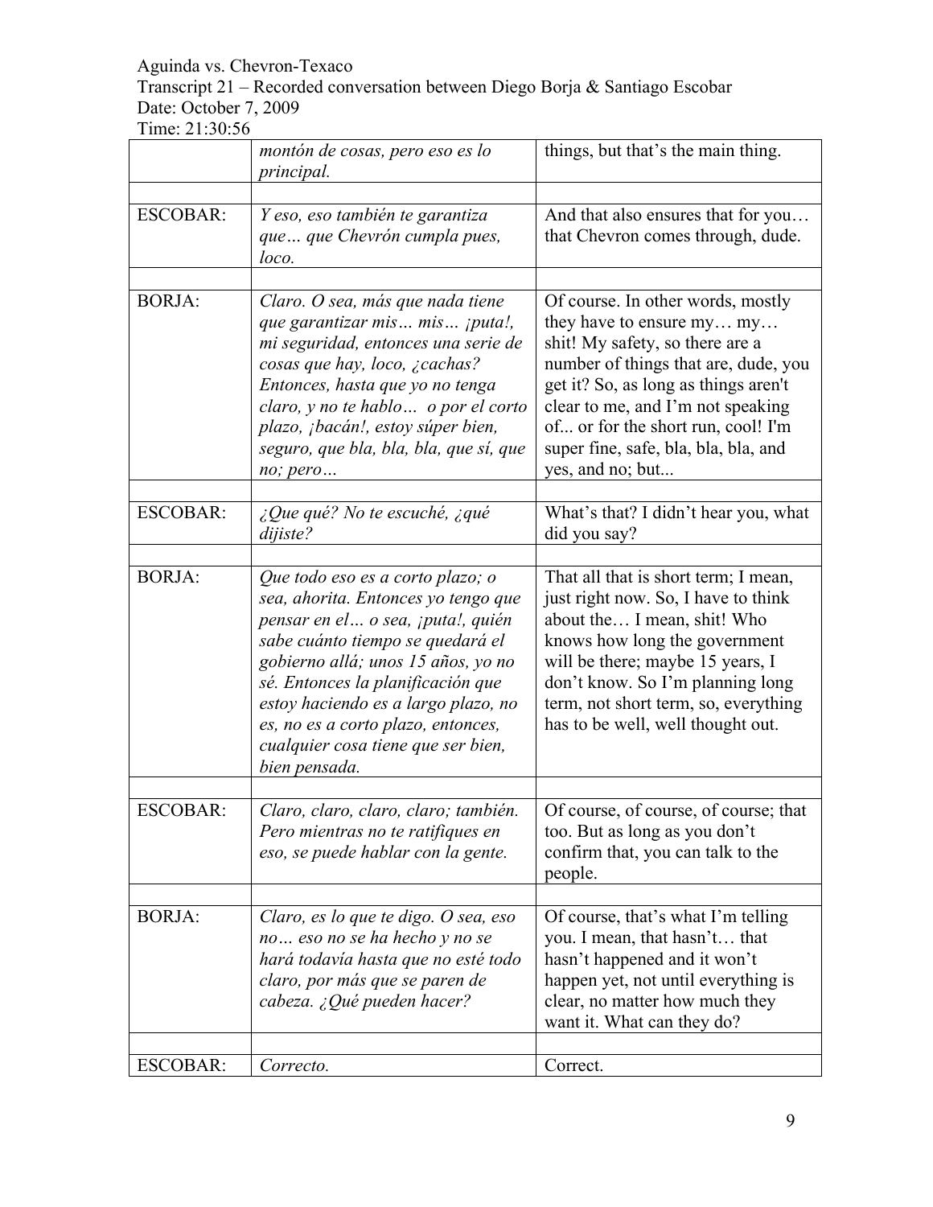| | *montón de cosas, pero eso es lo principal.* | things, but that's the main thing. |
|---|---|---|
| | | |
| ESCOBAR: | *Y eso, eso también te garantiza que… que Chevrón cumpla pues, loco.* | And that also ensures that for you… that Chevron comes through, dude. |
| | | |
| BORJA: | *Claro. O sea, más que nada tiene que garantizar mis… mis… ¡puta!, mi seguridad, entonces una serie de cosas que hay, loco, ¿cachas? Entonces, hasta que yo no tenga claro, y no te hablo… o por el corto plazo, ¡bacán!, estoy súper bien, seguro, que bla, bla, bla, que sí, que no; pero…* | Of course. In other words, mostly they have to ensure my… my… shit! My safety, so there are a number of things that are, dude, you get it? So, as long as things aren't clear to me, and I'm not speaking of... or for the short run, cool! I'm super fine, safe, bla, bla, bla, and yes, and no; but... |
| | | |
| ESCOBAR: | *¿Que qué? No te escuché, ¿qué dijiste?* | What's that? I didn't hear you, what did you say? |
| | | |
| BORJA: | *Que todo eso es a corto plazo; o sea, ahorita. Entonces yo tengo que pensar en el… o sea, ¡puta!, quién sabe cuánto tiempo se quedará el gobierno allá; unos 15 años, yo no sé. Entonces la planificación que estoy haciendo es a largo plazo, no es, no es a corto plazo, entonces, cualquier cosa tiene que ser bien, bien pensada.* | That all that is short term; I mean, just right now. So, I have to think about the… I mean, shit! Who knows how long the government will be there; maybe 15 years, I don't know. So I'm planning long term, not short term, so, everything has to be well, well thought out. |
| | | |
| ESCOBAR: | *Claro, claro, claro, claro; también. Pero mientras no te ratifiques en eso, se puede hablar con la gente.* | Of course, of course, of course; that too. But as long as you don't confirm that, you can talk to the people. |
| | | |
| BORJA: | *Claro, es lo que te digo. O sea, eso no… eso no se ha hecho y no se hará todavía hasta que no esté todo claro, por más que se paren de cabeza. ¿Qué pueden hacer?* | Of course, that's what I'm telling you. I mean, that hasn't… that hasn't happened and it won't happen yet, not until everything is clear, no matter how much they want it. What can they do? |
| | | |
| ESCOBAR: | *Correcto.* | Correct. |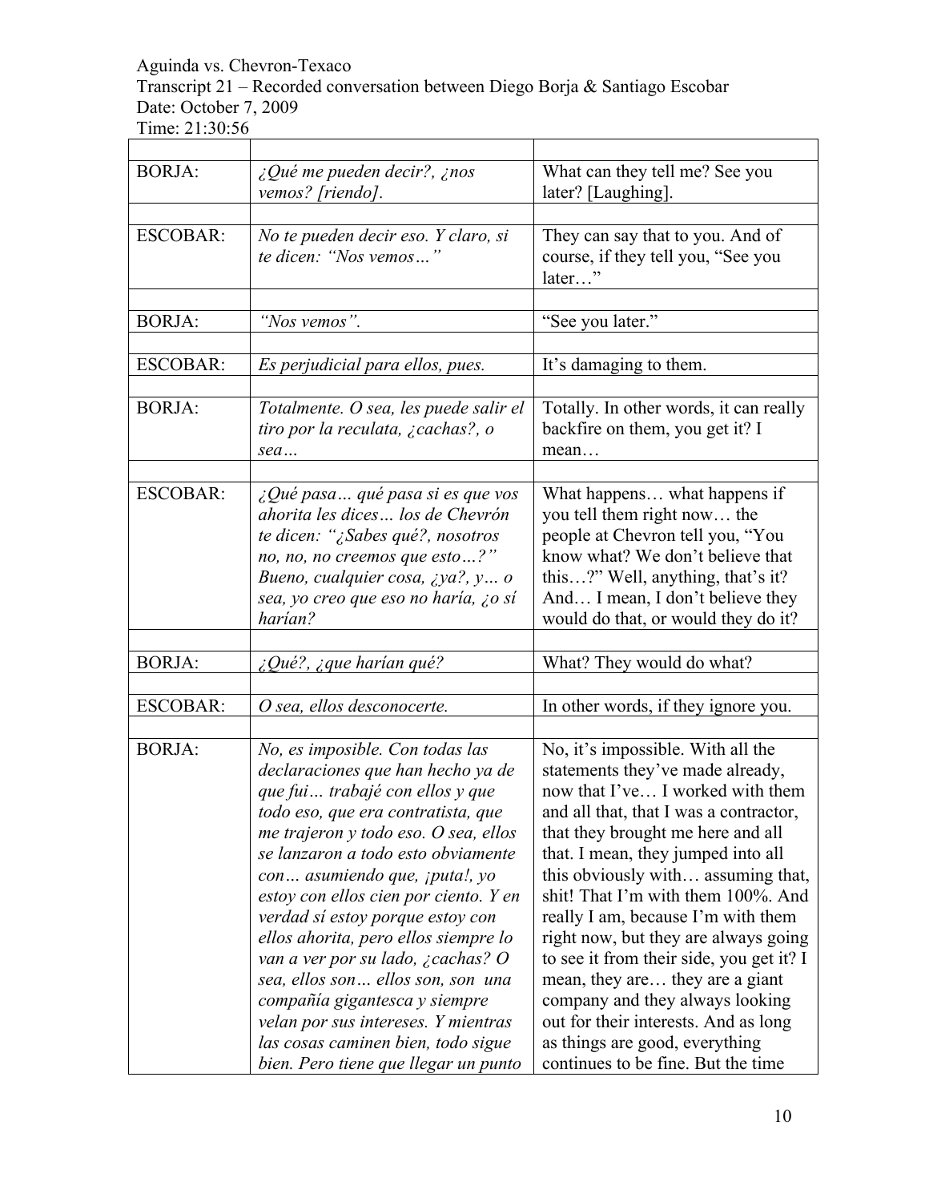Aguinda vs. Chevron-Texaco
Transcript 21 – Recorded conversation between Diego Borja & Santiago Escobar
Date: October 7, 2009
Time: 21:30:56

| | | |
|---|---|---|
| BORJA: | *¿Qué me pueden decir?, ¿nos vemos? [riendo].* | What can they tell me? See you later? [Laughing]. |
| | | |
| ESCOBAR: | *No te pueden decir eso. Y claro, si te dicen: "Nos vemos…"* | They can say that to you. And of course, if they tell you, "See you later…" |
| | | |
| BORJA: | *"Nos vemos".* | "See you later." |
| | | |
| ESCOBAR: | *Es perjudicial para ellos, pues.* | It's damaging to them. |
| | | |
| BORJA: | *Totalmente. O sea, les puede salir el tiro por la reculata, ¿cachas?, o sea…* | Totally. In other words, it can really backfire on them, you get it? I mean… |
| | | |
| ESCOBAR: | *¿Qué pasa… qué pasa si es que vos ahorita les dices… los de Chevrón te dicen: "¿Sabes qué?, nosotros no, no, no creemos que esto…?" Bueno, cualquier cosa, ¿ya?, y… o sea, yo creo que eso no haría, ¿o sí harían?* | What happens… what happens if you tell them right now… the people at Chevron tell you, "You know what? We don't believe that this…?" Well, anything, that's it? And… I mean, I don't believe they would do that, or would they do it? |
| | | |
| BORJA: | *¿Qué?, ¿que harían qué?* | What? They would do what? |
| | | |
| ESCOBAR: | *O sea, ellos desconocerte.* | In other words, if they ignore you. |
| | | |
| BORJA: | *No, es imposible. Con todas las declaraciones que han hecho ya de que fui… trabajé con ellos y que todo eso, que era contratista, que me trajeron y todo eso. O sea, ellos se lanzaron a todo esto obviamente con… asumiendo que, ¡puta!, yo estoy con ellos cien por ciento. Y en verdad sí estoy porque estoy con ellos ahorita, pero ellos siempre lo van a ver por su lado, ¿cachas? O sea, ellos son… ellos son, son una compañía gigantesca y siempre velan por sus intereses. Y mientras las cosas caminen bien, todo sigue bien. Pero tiene que llegar un punto* | No, it's impossible. With all the statements they've made already, now that I've… I worked with them and all that, that I was a contractor, that they brought me here and all that. I mean, they jumped into all this obviously with… assuming that, shit! That I'm with them 100%. And really I am, because I'm with them right now, but they are always going to see it from their side, you get it? I mean, they are… they are a giant company and they always looking out for their interests. And as long as things are good, everything continues to be fine. But the time |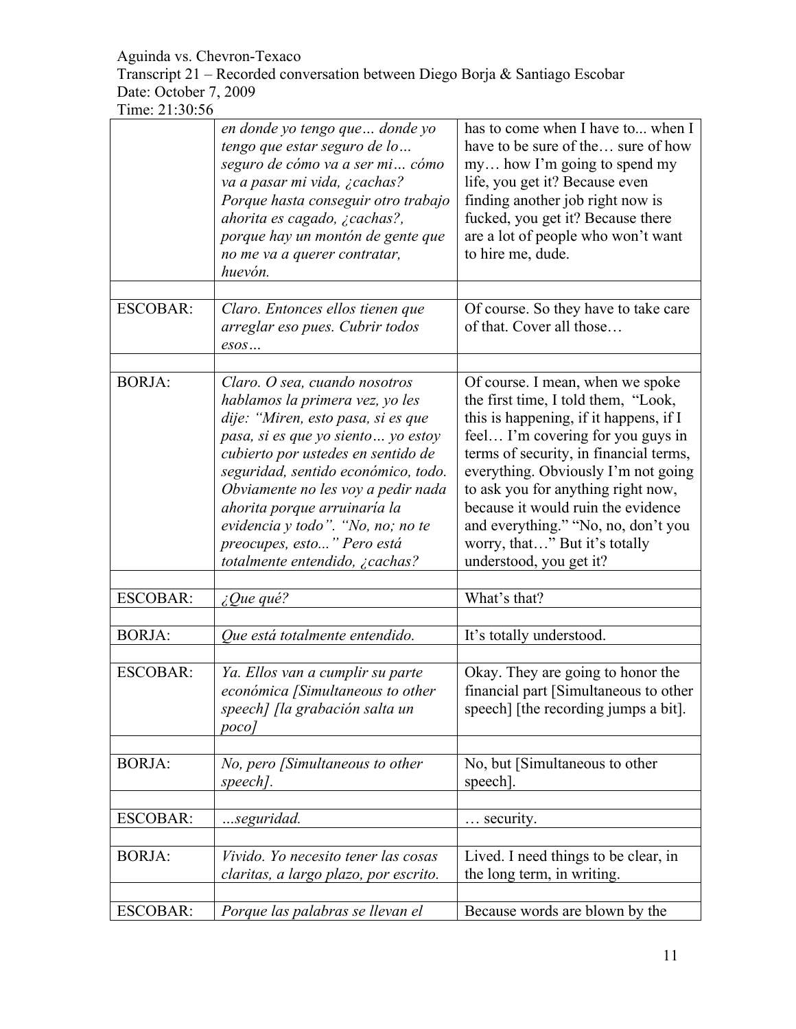| | | |
|---|---|---|
| | *en donde yo tengo que… donde yo tengo que estar seguro de lo… seguro de cómo va a ser mi… cómo va a pasar mi vida, ¿cachas? Porque hasta conseguir otro trabajo ahorita es cagado, ¿cachas?, porque hay un montón de gente que no me va a querer contratar, huevón.* | has to come when I have to... when I have to be sure of the… sure of how my… how I'm going to spend my life, you get it? Because even finding another job right now is fucked, you get it? Because there are a lot of people who won't want to hire me, dude. |
| | | |
| ESCOBAR: | *Claro. Entonces ellos tienen que arreglar eso pues. Cubrir todos esos…* | Of course. So they have to take care of that. Cover all those… |
| | | |
| BORJA: | *Claro. O sea, cuando nosotros hablamos la primera vez, yo les dije: "Miren, esto pasa, si es que pasa, si es que yo siento… yo estoy cubierto por ustedes en sentido de seguridad, sentido económico, todo. Obviamente no les voy a pedir nada ahorita porque arruinaría la evidencia y todo". "No, no; no te preocupes, esto..." Pero está totalmente entendido, ¿cachas?* | Of course. I mean, when we spoke the first time, I told them, "Look, this is happening, if it happens, if I feel… I'm covering for you guys in terms of security, in financial terms, everything. Obviously I'm not going to ask you for anything right now, because it would ruin the evidence and everything." "No, no, don't you worry, that…" But it's totally understood, you get it? |
| | | |
| ESCOBAR: | *¿Que qué?* | What's that? |
| | | |
| BORJA: | *Que está totalmente entendido.* | It's totally understood. |
| | | |
| ESCOBAR: | *Ya. Ellos van a cumplir su parte económica [Simultaneous to other speech] [la grabación salta un poco]* | Okay. They are going to honor the financial part [Simultaneous to other speech] [the recording jumps a bit]. |
| | | |
| BORJA: | *No, pero [Simultaneous to other speech].* | No, but [Simultaneous to other speech]. |
| | | |
| ESCOBAR: | *…seguridad.* | … security. |
| | | |
| BORJA: | *Vivido. Yo necesito tener las cosas claritas, a largo plazo, por escrito.* | Lived. I need things to be clear, in the long term, in writing. |
| | | |
| ESCOBAR: | *Porque las palabras se llevan el* | Because words are blown by the |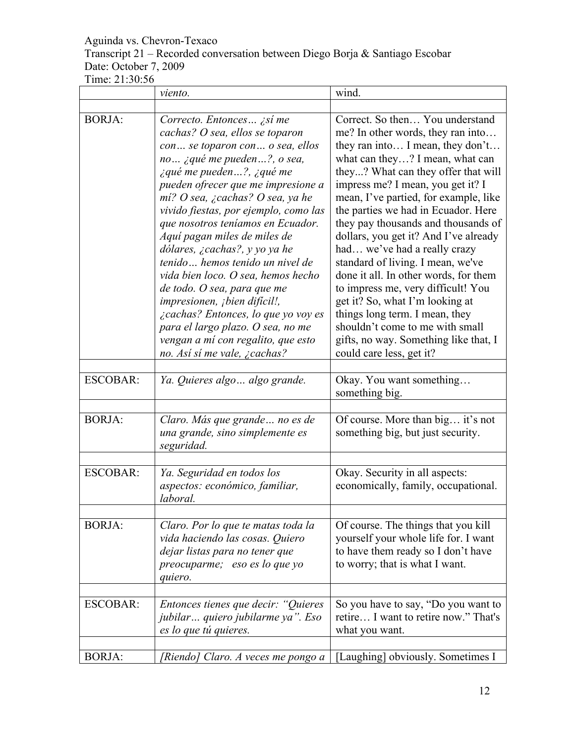Aguinda vs. Chevron-Texaco
Transcript 21 – Recorded conversation between Diego Borja & Santiago Escobar
Date: October 7, 2009
Time: 21:30:56

| | | |
|---|---|---|
| | *viento.* | wind. |
| | | |
| BORJA: | *Correcto. Entonces… ¿sí me cachas? O sea, ellos se toparon con… se toparon con… o sea, ellos no… ¿qué me pueden…?, o sea, ¿qué me pueden…?, ¿qué me pueden ofrecer que me impresione a mí? O sea, ¿cachas? O sea, ya he vivido fiestas, por ejemplo, como las que nosotros teníamos en Ecuador. Aquí pagan miles de miles de dólares, ¿cachas?, y yo ya he tenido… hemos tenido un nivel de vida bien loco. O sea, hemos hecho de todo. O sea, para que me impresionen, ¡bien difícil!, ¿cachas? Entonces, lo que yo voy es para el largo plazo. O sea, no me vengan a mí con regalito, que esto no. Así sí me vale, ¿cachas?* | Correct. So then… You understand me? In other words, they ran into… they ran into… I mean, they don't… what can they…? I mean, what can they...? What can they offer that will impress me? I mean, you get it? I mean, I've partied, for example, like the parties we had in Ecuador. Here they pay thousands and thousands of dollars, you get it? And I've already had… we've had a really crazy standard of living. I mean, we've done it all. In other words, for them to impress me, very difficult! You get it? So, what I'm looking at things long term. I mean, they shouldn't come to me with small gifts, no way. Something like that, I could care less, get it? |
| | | |
| ESCOBAR: | *Ya. Quieres algo… algo grande.* | Okay. You want something… something big. |
| | | |
| BORJA: | *Claro. Más que grande… no es de una grande, sino simplemente es seguridad.* | Of course. More than big… it's not something big, but just security. |
| | | |
| ESCOBAR: | *Ya. Seguridad en todos los aspectos: económico, familiar, laboral.* | Okay. Security in all aspects: economically, family, occupational. |
| | | |
| BORJA: | *Claro. Por lo que te matas toda la vida haciendo las cosas. Quiero dejar listas para no tener que preocuparme; eso es lo que yo quiero.* | Of course. The things that you kill yourself your whole life for. I want to have them ready so I don't have to worry; that is what I want. |
| | | |
| ESCOBAR: | *Entonces tienes que decir: "Quieres jubilar… quiero jubilarme ya". Eso es lo que tú quieres.* | So you have to say, "Do you want to retire… I want to retire now." That's what you want. |
| | | |
| BORJA: | *[Riendo] Claro. A veces me pongo a* | [Laughing] obviously. Sometimes I |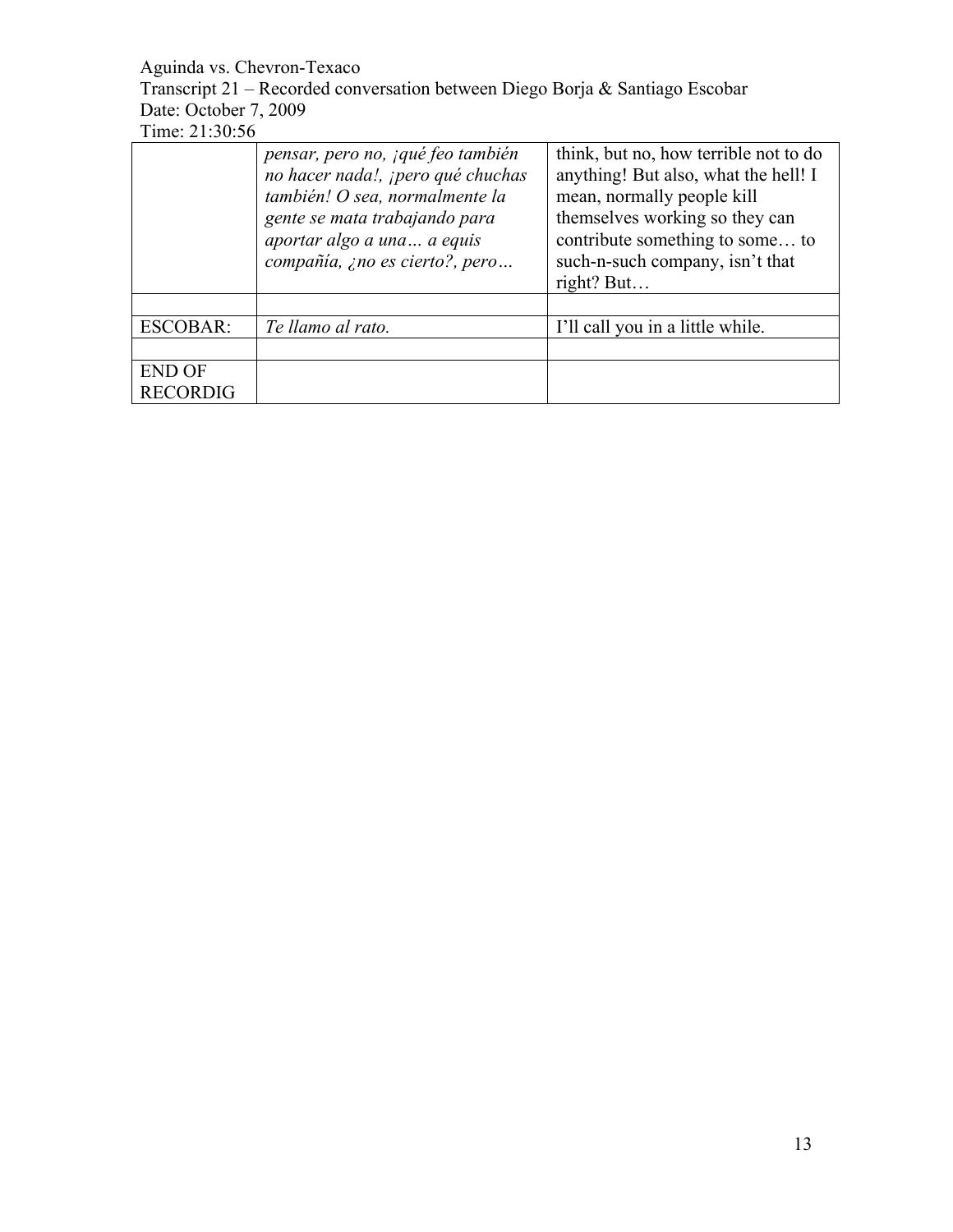| | | |
|---|---|---|
| | *pensar, pero no, ¡qué feo también no hacer nada!, ¡pero qué chuchas también! O sea, normalmente la gente se mata trabajando para aportar algo a una… a equis compañía, ¿no es cierto?, pero…* | think, but no, how terrible not to do anything! But also, what the hell! I mean, normally people kill themselves working so they can contribute something to some… to such-n-such company, isn't that right? But… |
| | | |
| ESCOBAR: | *Te llamo al rato.* | I'll call you in a little while. |
| | | |
| END OF RECORDIG | | |